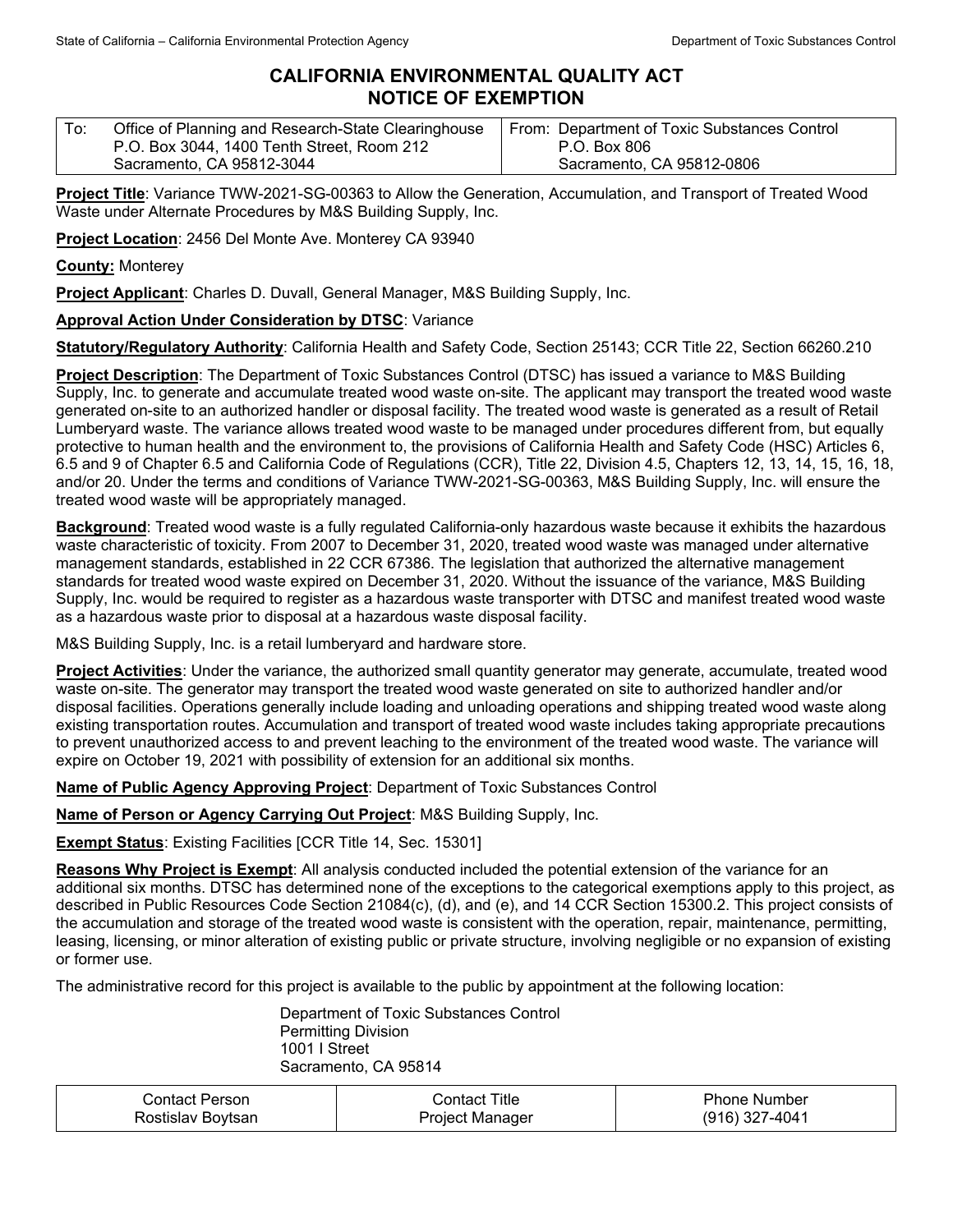# CALIFORNIA ENVIRONMENTAL QUALITY ACT
# NOTICE OF EXEMPTION

| To: Office of Planning and Research-State Clearinghouse<br>P.O. Box 3044, 1400 Tenth Street, Room 212<br>Sacramento, CA 95812-3044 | From: Department of Toxic Substances Control<br>P.O. Box 806<br>Sacramento, CA 95812-0806 |
|---|---|

**Project Title**: Variance TWW-2021-SG-00363 to Allow the Generation, Accumulation, and Transport of Treated Wood Waste under Alternate Procedures by M&S Building Supply, Inc.

**Project Location**: 2456 Del Monte Ave. Monterey CA 93940

**County:** Monterey

**Project Applicant**: Charles D. Duvall, General Manager, M&S Building Supply, Inc.

**Approval Action Under Consideration by DTSC**: Variance

**Statutory/Regulatory Authority**: California Health and Safety Code, Section 25143; CCR Title 22, Section 66260.210

**Project Description**: The Department of Toxic Substances Control (DTSC) has issued a variance to M&S Building Supply, Inc. to generate and accumulate treated wood waste on-site. The applicant may transport the treated wood waste generated on-site to an authorized handler or disposal facility. The treated wood waste is generated as a result of Retail Lumberyard waste. The variance allows treated wood waste to be managed under procedures different from, but equally protective to human health and the environment to, the provisions of California Health and Safety Code (HSC) Articles 6, 6.5 and 9 of Chapter 6.5 and California Code of Regulations (CCR), Title 22, Division 4.5, Chapters 12, 13, 14, 15, 16, 18, and/or 20. Under the terms and conditions of Variance TWW-2021-SG-00363, M&S Building Supply, Inc. will ensure the treated wood waste will be appropriately managed.

**Background**: Treated wood waste is a fully regulated California-only hazardous waste because it exhibits the hazardous waste characteristic of toxicity. From 2007 to December 31, 2020, treated wood waste was managed under alternative management standards, established in 22 CCR 67386. The legislation that authorized the alternative management standards for treated wood waste expired on December 31, 2020. Without the issuance of the variance, M&S Building Supply, Inc. would be required to register as a hazardous waste transporter with DTSC and manifest treated wood waste as a hazardous waste prior to disposal at a hazardous waste disposal facility.

M&S Building Supply, Inc. is a retail lumberyard and hardware store.

**Project Activities**: Under the variance, the authorized small quantity generator may generate, accumulate, treated wood waste on-site. The generator may transport the treated wood waste generated on site to authorized handler and/or disposal facilities. Operations generally include loading and unloading operations and shipping treated wood waste along existing transportation routes. Accumulation and transport of treated wood waste includes taking appropriate precautions to prevent unauthorized access to and prevent leaching to the environment of the treated wood waste. The variance will expire on October 19, 2021 with possibility of extension for an additional six months.

**Name of Public Agency Approving Project**: Department of Toxic Substances Control

**Name of Person or Agency Carrying Out Project**: M&S Building Supply, Inc.

**Exempt Status**: Existing Facilities [CCR Title 14, Sec. 15301]

**Reasons Why Project is Exempt**: All analysis conducted included the potential extension of the variance for an additional six months. DTSC has determined none of the exceptions to the categorical exemptions apply to this project, as described in Public Resources Code Section 21084(c), (d), and (e), and 14 CCR Section 15300.2. This project consists of the accumulation and storage of the treated wood waste is consistent with the operation, repair, maintenance, permitting, leasing, licensing, or minor alteration of existing public or private structure, involving negligible or no expansion of existing or former use.

The administrative record for this project is available to the public by appointment at the following location:

Department of Toxic Substances Control
Permitting Division
1001 I Street
Sacramento, CA 95814

| Contact Person | Contact Title | Phone Number |
|---|---|---|
| Rostislav Boytsan | Project Manager | (916) 327-4041 |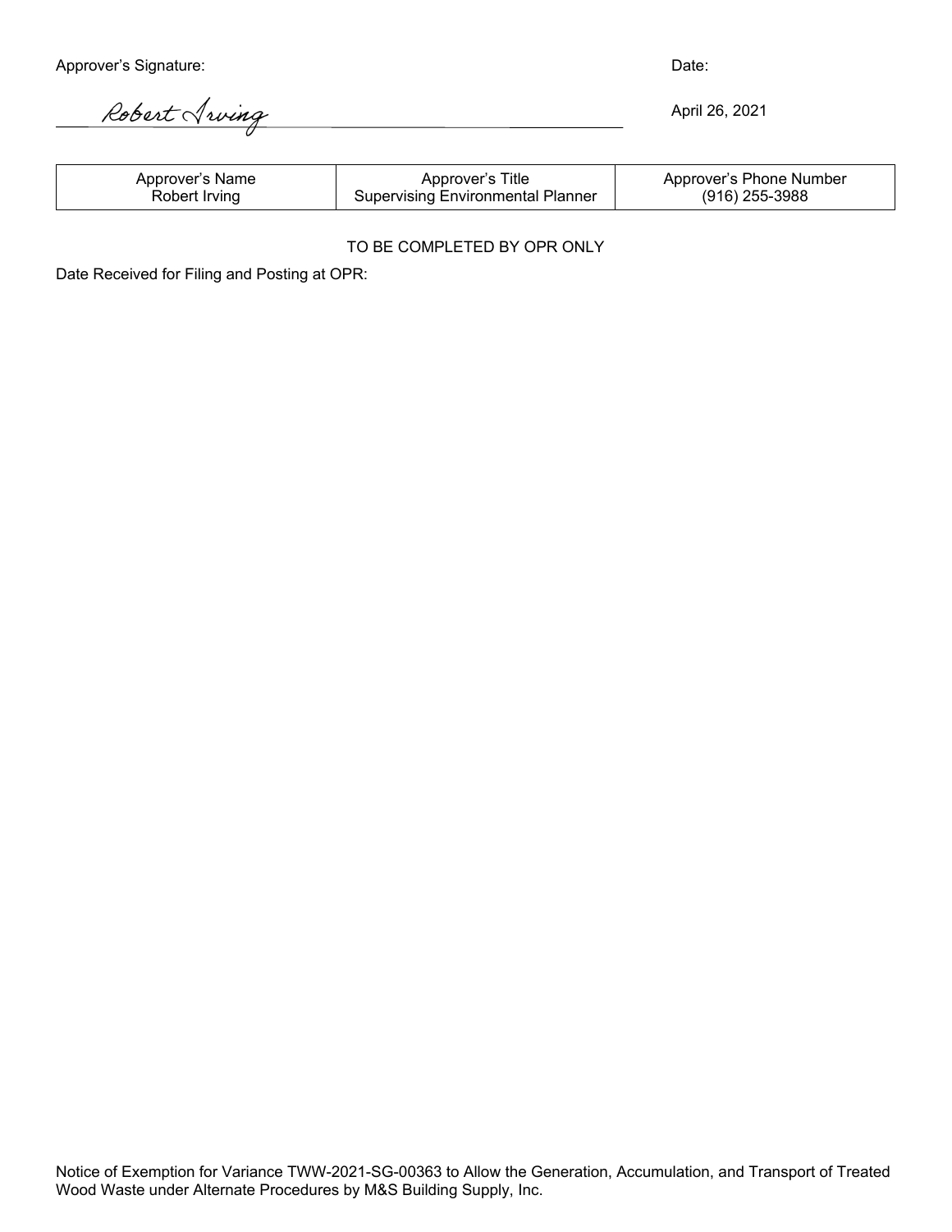Approver's Signature: Date:

Robert Irving April 26, 2021

| Approver's Name | Approver's Title | Approver's Phone Number |
| --- | --- | --- |
| Robert Irving | Supervising Environmental Planner | (916) 255-3988 |

TO BE COMPLETED BY OPR ONLY

Date Received for Filing and Posting at OPR: